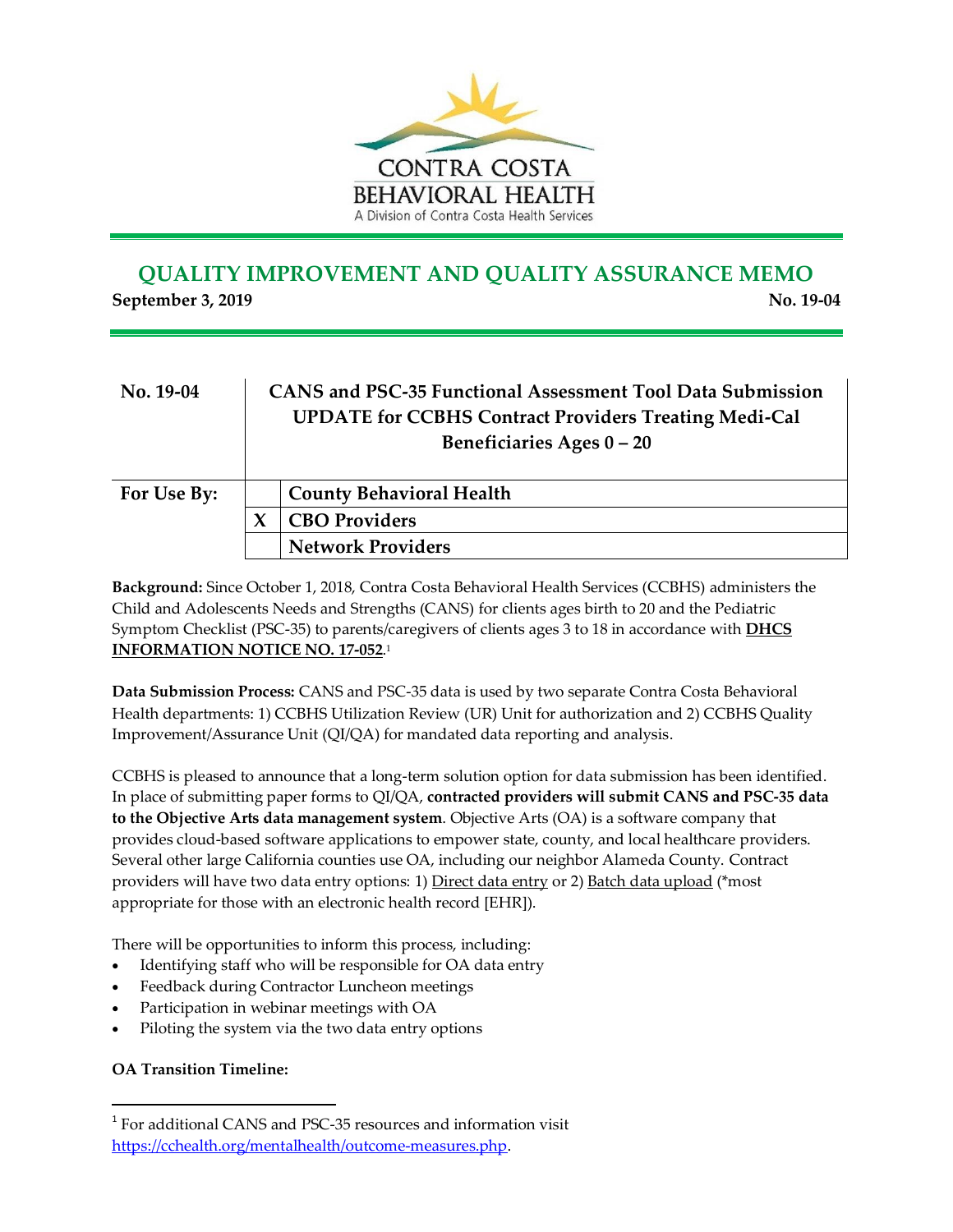CONTRA COSTA
BEHAVIORAL HEALTH
A Division of Contra Costa Health Services

# QUALITY IMPROVEMENT AND QUALITY ASSURANCE MEMO

**September 3, 2019** **No. 19-04**

| **No. 19-04** | **CANS and PSC-35 Functional Assessment Tool Data Submission UPDATE for CCBHS Contract Providers Treating Medi-Cal Beneficiaries Ages 0 – 20** | |
|---|---|---|
| **For Use By:** | | **County Behavioral Health** |
| | **X** | **CBO Providers** |
| | | **Network Providers** |

**Background:** Since October 1, 2018, Contra Costa Behavioral Health Services (CCBHS) administers the Child and Adolescents Needs and Strengths (CANS) for clients ages birth to 20 and the Pediatric Symptom Checklist (PSC-35) to parents/caregivers of clients ages 3 to 18 in accordance with **DHCS INFORMATION NOTICE NO. 17-052**.[1]

**Data Submission Process:** CANS and PSC-35 data is used by two separate Contra Costa Behavioral Health departments: 1) CCBHS Utilization Review (UR) Unit for authorization and 2) CCBHS Quality Improvement/Assurance Unit (QI/QA) for mandated data reporting and analysis.

CCBHS is pleased to announce that a long-term solution option for data submission has been identified. In place of submitting paper forms to QI/QA, **contracted providers will submit CANS and PSC-35 data to the Objective Arts data management system**. Objective Arts (OA) is a software company that provides cloud-based software applications to empower state, county, and local healthcare providers. Several other large California counties use OA, including our neighbor Alameda County. Contract providers will have two data entry options: 1) Direct data entry or 2) Batch data upload (*most appropriate for those with an electronic health record [EHR]).

There will be opportunities to inform this process, including:

- Identifying staff who will be responsible for OA data entry
- Feedback during Contractor Luncheon meetings
- Participation in webinar meetings with OA
- Piloting the system via the two data entry options

**OA Transition Timeline:**

[1] For additional CANS and PSC-35 resources and information visit https://cchealth.org/mentalhealth/outcome-measures.php.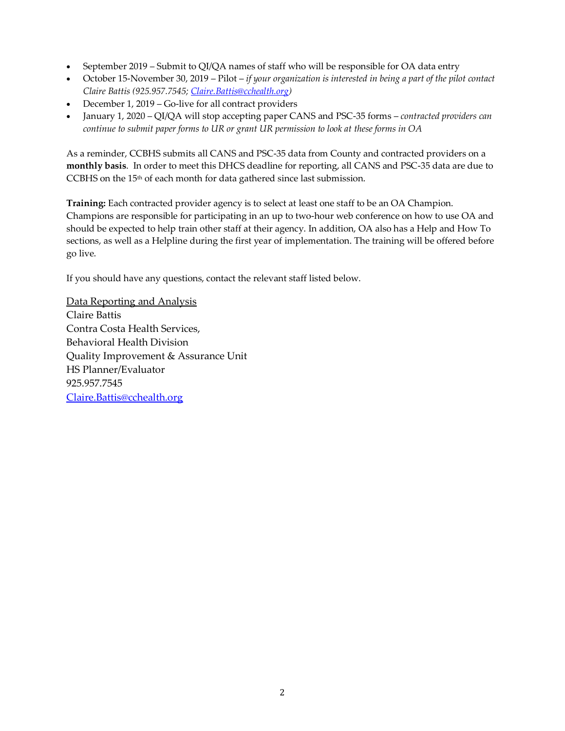- September 2019 – Submit to QI/QA names of staff who will be responsible for OA data entry
- October 15-November 30, 2019 – Pilot – *if your organization is interested in being a part of the pilot contact Claire Battis (925.957.7545; [Claire.Battis@cchealth.org](mailto:Claire.Battis@cchealth.org))*
- December 1, 2019 – Go-live for all contract providers
- January 1, 2020 – QI/QA will stop accepting paper CANS and PSC-35 forms – *contracted providers can continue to submit paper forms to UR or grant UR permission to look at these forms in OA*

As a reminder, CCBHS submits all CANS and PSC-35 data from County and contracted providers on a **monthly basis**. In order to meet this DHCS deadline for reporting, all CANS and PSC-35 data are due to CCBHS on the 15th of each month for data gathered since last submission.

**Training:** Each contracted provider agency is to select at least one staff to be an OA Champion. Champions are responsible for participating in an up to two-hour web conference on how to use OA and should be expected to help train other staff at their agency. In addition, OA also has a Help and How To sections, as well as a Helpline during the first year of implementation. The training will be offered before go live.

If you should have any questions, contact the relevant staff listed below.

<u>Data Reporting and Analysis</u>
Claire Battis
Contra Costa Health Services,
Behavioral Health Division
Quality Improvement & Assurance Unit
HS Planner/Evaluator
925.957.7545
[Claire.Battis@cchealth.org](mailto:Claire.Battis@cchealth.org)